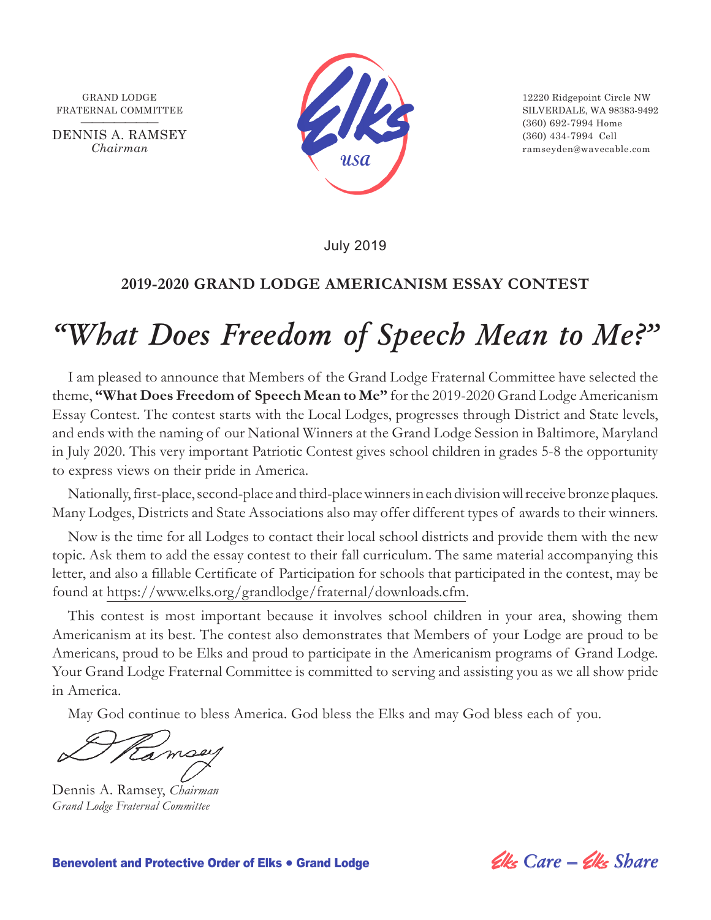GRAND LODGE
FRATERNAL COMMITTEE

DENNIS A. RAMSEY
*Chairman*

12220 Ridgepoint Circle NW
SILVERDALE, WA 98383-9492
(360) 692-7994 Home
(360) 434-7994 Cell
ramseyden@wavecable.com

July 2019

## 2019-2020 GRAND LODGE AMERICANISM ESSAY CONTEST

# *"What Does Freedom of Speech Mean to Me?"*

I am pleased to announce that Members of the Grand Lodge Fraternal Committee have selected the theme, **"What Does Freedom of Speech Mean to Me"** for the 2019-2020 Grand Lodge Americanism Essay Contest. The contest starts with the Local Lodges, progresses through District and State levels, and ends with the naming of our National Winners at the Grand Lodge Session in Baltimore, Maryland in July 2020. This very important Patriotic Contest gives school children in grades 5-8 the opportunity to express views on their pride in America.

Nationally, first-place, second-place and third-place winners in each division will receive bronze plaques. Many Lodges, Districts and State Associations also may offer different types of awards to their winners.

Now is the time for all Lodges to contact their local school districts and provide them with the new topic. Ask them to add the essay contest to their fall curriculum. The same material accompanying this letter, and also a fillable Certificate of Participation for schools that participated in the contest, may be found at https://www.elks.org/grandlodge/fraternal/downloads.cfm.

This contest is most important because it involves school children in your area, showing them Americanism at its best. The contest also demonstrates that Members of your Lodge are proud to be Americans, proud to be Elks and proud to participate in the Americanism programs of Grand Lodge. Your Grand Lodge Fraternal Committee is committed to serving and assisting you as we all show pride in America.

May God continue to bless America. God bless the Elks and may God bless each of you.

D Ramsey

Dennis A. Ramsey, *Chairman*
*Grand Lodge Fraternal Committee*

**Benevolent and Protective Order of Elks • Grand Lodge**

*Elks Care – Elks Share*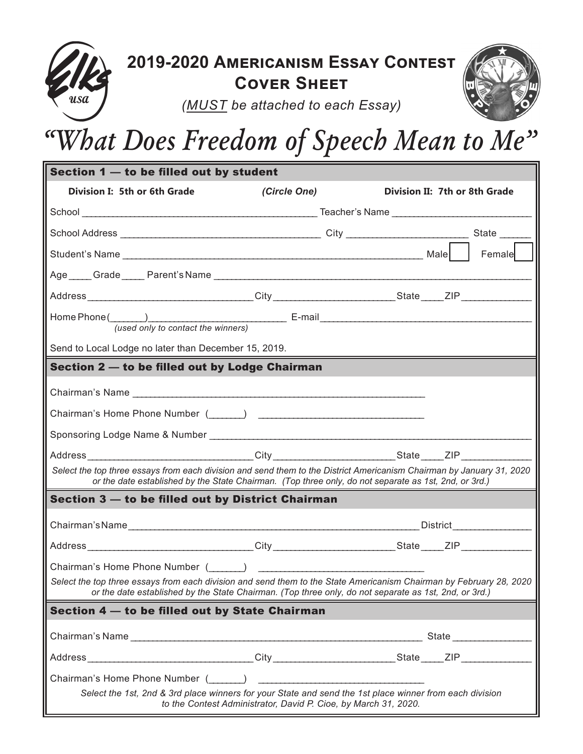# 2019-2020 Americanism Essay Contest Cover Sheet

*(MUST be attached to each Essay)*

# *"What Does Freedom of Speech Mean to Me"*

## Section 1 — to be filled out by student

**Division I: 5th or 6th Grade** *(Circle One)* **Division II: 7th or 8th Grade**

School ____________________ Teacher's Name ____________________

School Address ____________________ City ____________________ State ______

Student's Name ____________________ Male ☐ Female ☐

Age _____ Grade _____ Parent's Name ____________________

Address ____________________ City ____________________ State _____ ZIP ____________

Home Phone (_______) ____________________ E-mail ____________________
*(used only to contact the winners)*

Send to Local Lodge no later than December 15, 2019.

## Section 2 — to be filled out by Lodge Chairman

Chairman's Name ____________________

Chairman's Home Phone Number (_______) ____________________

Sponsoring Lodge Name & Number ____________________

Address ____________________ City ____________________ State _____ ZIP ____________

*Select the top three essays from each division and send them to the District Americanism Chairman by January 31, 2020 or the date established by the State Chairman. (Top three only, do not separate as 1st, 2nd, or 3rd.)*

## Section 3 — to be filled out by District Chairman

Chairman's Name ____________________ District ______________

Address ____________________ City ____________________ State _____ ZIP ____________

Chairman's Home Phone Number (_______) ____________________

*Select the top three essays from each division and send them to the State Americanism Chairman by February 28, 2020 or the date established by the State Chairman. (Top three only, do not separate as 1st, 2nd, or 3rd.)*

## Section 4 — to be filled out by State Chairman

Chairman's Name ____________________ State ______________

Address ____________________ City ____________________ State _____ ZIP ____________

Chairman's Home Phone Number (_______) ____________________

*Select the 1st, 2nd & 3rd place winners for your State and send the 1st place winner from each division to the Contest Administrator, David P. Cioe, by March 31, 2020.*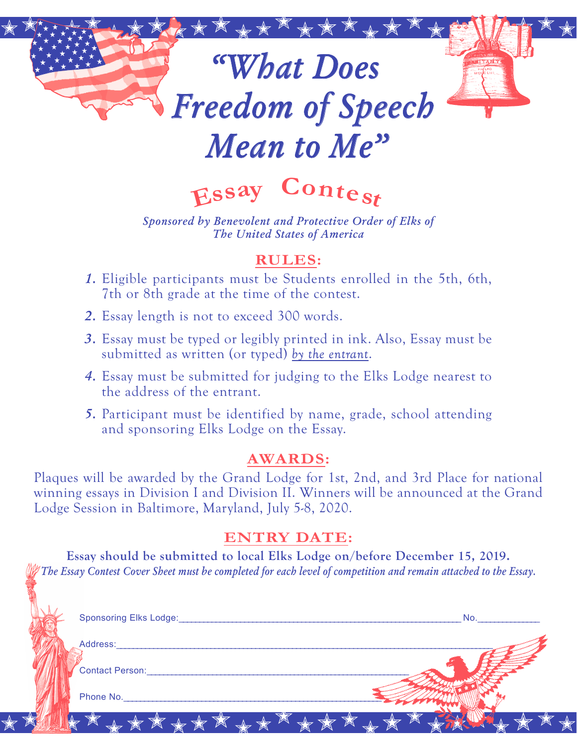# "What Does Freedom of Speech Mean to Me"

## Essay Contest

*Sponsored by Benevolent and Protective Order of Elks of The United States of America*

## RULES:

1. Eligible participants must be Students enrolled in the 5th, 6th, 7th or 8th grade at the time of the contest.
2. Essay length is not to exceed 300 words.
3. Essay must be typed or legibly printed in ink. Also, Essay must be submitted as written (or typed) *by the entrant*.
4. Essay must be submitted for judging to the Elks Lodge nearest to the address of the entrant.
5. Participant must be identified by name, grade, school attending and sponsoring Elks Lodge on the Essay.

## AWARDS:

Plaques will be awarded by the Grand Lodge for 1st, 2nd, and 3rd Place for national winning essays in Division I and Division II. Winners will be announced at the Grand Lodge Session in Baltimore, Maryland, July 5-8, 2020.

## ENTRY DATE:

**Essay should be submitted to local Elks Lodge on/before December 15, 2019.**

*The Essay Contest Cover Sheet must be completed for each level of competition and remain attached to the Essay.*

Sponsoring Elks Lodge:____________________________________________ No.__________

Address:______________________________________________________________

Contact Person:__________________________________________

Phone No.______________________________________________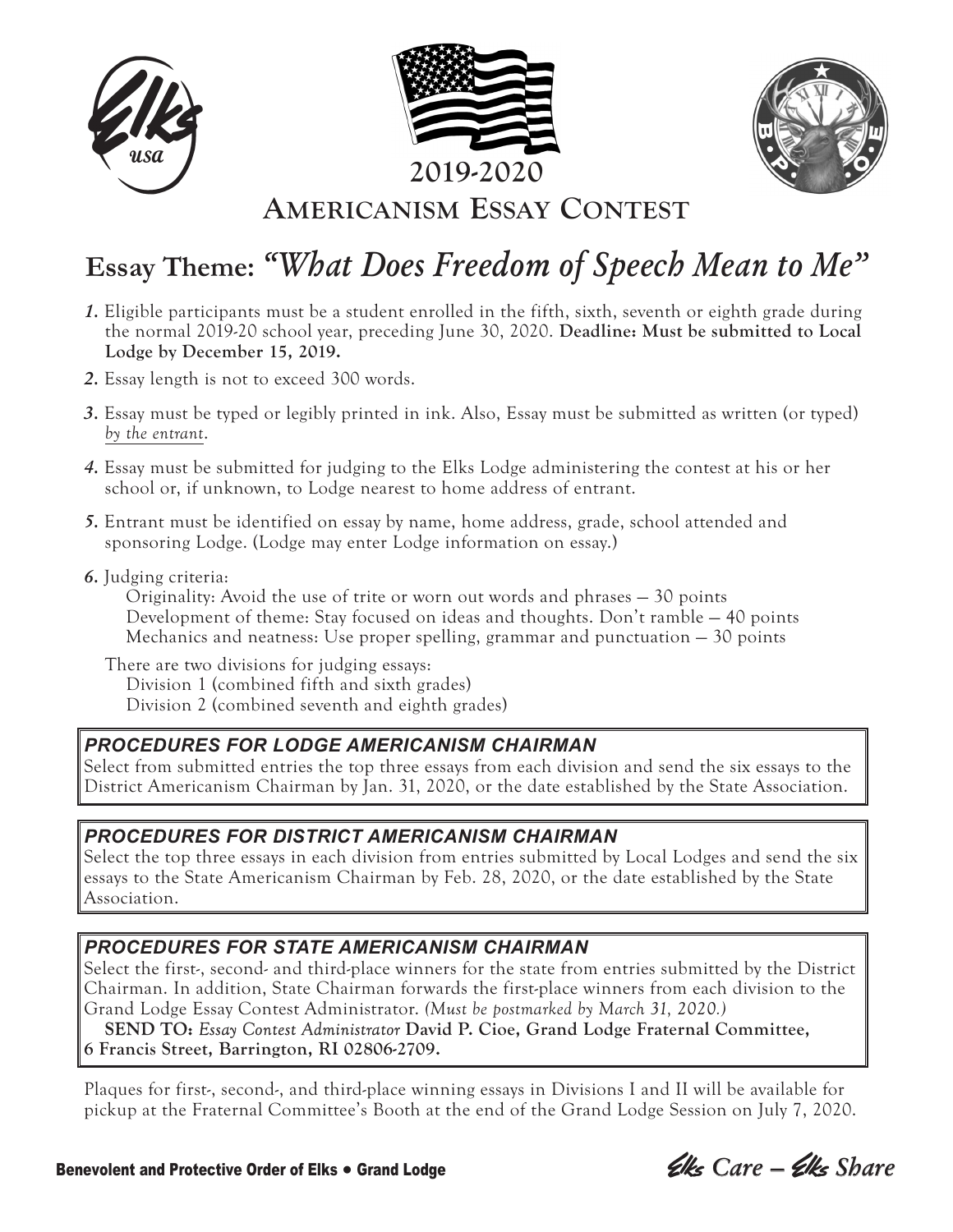# 2019-2020

# Americanism Essay Contest

## Essay Theme: *"What Does Freedom of Speech Mean to Me"*

1. Eligible participants must be a student enrolled in the fifth, sixth, seventh or eighth grade during the normal 2019-20 school year, preceding June 30, 2020. **Deadline: Must be submitted to Local Lodge by December 15, 2019.**
2. Essay length is not to exceed 300 words.
3. Essay must be typed or legibly printed in ink. Also, Essay must be submitted as written (or typed) *by the entrant*.
4. Essay must be submitted for judging to the Elks Lodge administering the contest at his or her school or, if unknown, to Lodge nearest to home address of entrant.
5. Entrant must be identified on essay by name, home address, grade, school attended and sponsoring Lodge. (Lodge may enter Lodge information on essay.)
6. Judging criteria:
   - Originality: Avoid the use of trite or worn out words and phrases — 30 points
   - Development of theme: Stay focused on ideas and thoughts. Don't ramble — 40 points
   - Mechanics and neatness: Use proper spelling, grammar and punctuation — 30 points

   There are two divisions for judging essays:
   - Division 1 (combined fifth and sixth grades)
   - Division 2 (combined seventh and eighth grades)

### *PROCEDURES FOR LODGE AMERICANISM CHAIRMAN*

Select from submitted entries the top three essays from each division and send the six essays to the District Americanism Chairman by Jan. 31, 2020, or the date established by the State Association.

### *PROCEDURES FOR DISTRICT AMERICANISM CHAIRMAN*

Select the top three essays in each division from entries submitted by Local Lodges and send the six essays to the State Americanism Chairman by Feb. 28, 2020, or the date established by the State Association.

### *PROCEDURES FOR STATE AMERICANISM CHAIRMAN*

Select the first-, second- and third-place winners for the state from entries submitted by the District Chairman. In addition, State Chairman forwards the first-place winners from each division to the Grand Lodge Essay Contest Administrator. *(Must be postmarked by March 31, 2020.)*

**SEND TO:** *Essay Contest Administrator* **David P. Cioe, Grand Lodge Fraternal Committee, 6 Francis Street, Barrington, RI 02806-2709.**

Plaques for first-, second-, and third-place winning essays in Divisions I and II will be available for pickup at the Fraternal Committee's Booth at the end of the Grand Lodge Session on July 7, 2020.

**Benevolent and Protective Order of Elks • Grand Lodge**

*Elks Care – Elks Share*